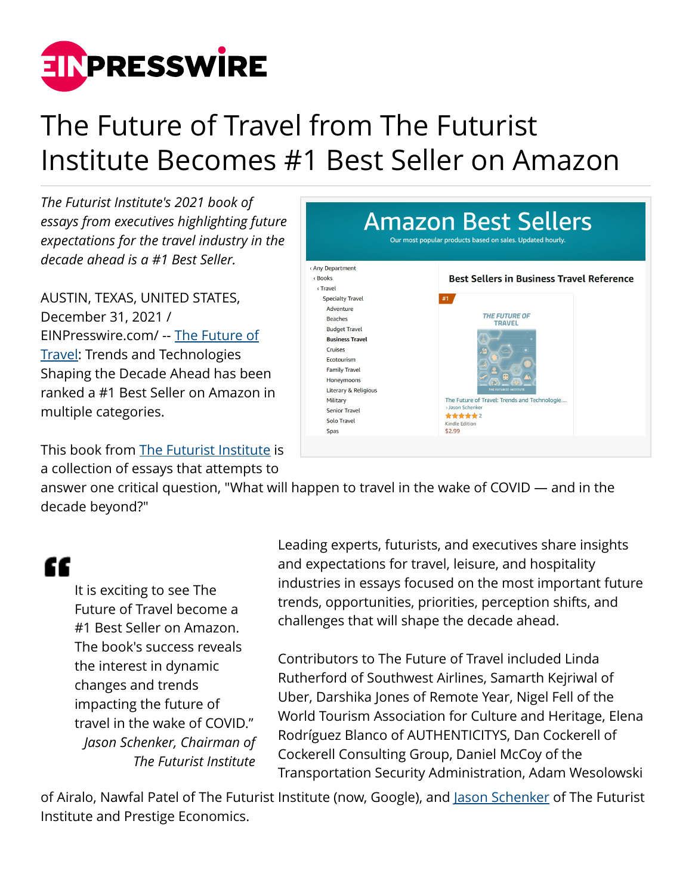# The Future of Travel from The Futurist Institute Becomes #1 Best Seller on Amazon

*The Futurist Institute's 2021 book of essays from executives highlighting future expectations for the travel industry in the decade ahead is a #1 Best Seller.*

AUSTIN, TEXAS, UNITED STATES, December 31, 2021 / EINPresswire.com/ -- The Future of Travel: Trends and Technologies Shaping the Decade Ahead has been ranked a #1 Best Seller on Amazon in multiple categories.

This book from The Futurist Institute is a collection of essays that attempts to answer one critical question, "What will happen to travel in the wake of COVID — and in the decade beyond?"

> It is exciting to see The Future of Travel become a #1 Best Seller on Amazon. The book's success reveals the interest in dynamic changes and trends impacting the future of travel in the wake of COVID."
>
> *Jason Schenker, Chairman of The Futurist Institute*

Leading experts, futurists, and executives share insights and expectations for travel, leisure, and hospitality industries in essays focused on the most important future trends, opportunities, priorities, perception shifts, and challenges that will shape the decade ahead.

Contributors to The Future of Travel included Linda Rutherford of Southwest Airlines, Samarth Kejriwal of Uber, Darshika Jones of Remote Year, Nigel Fell of the World Tourism Association for Culture and Heritage, Elena Rodríguez Blanco of AUTHENTICITYS, Dan Cockerell of Cockerell Consulting Group, Daniel McCoy of the Transportation Security Administration, Adam Wesolowski of Airalo, Nawfal Patel of The Futurist Institute (now, Google), and Jason Schenker of The Futurist Institute and Prestige Economics.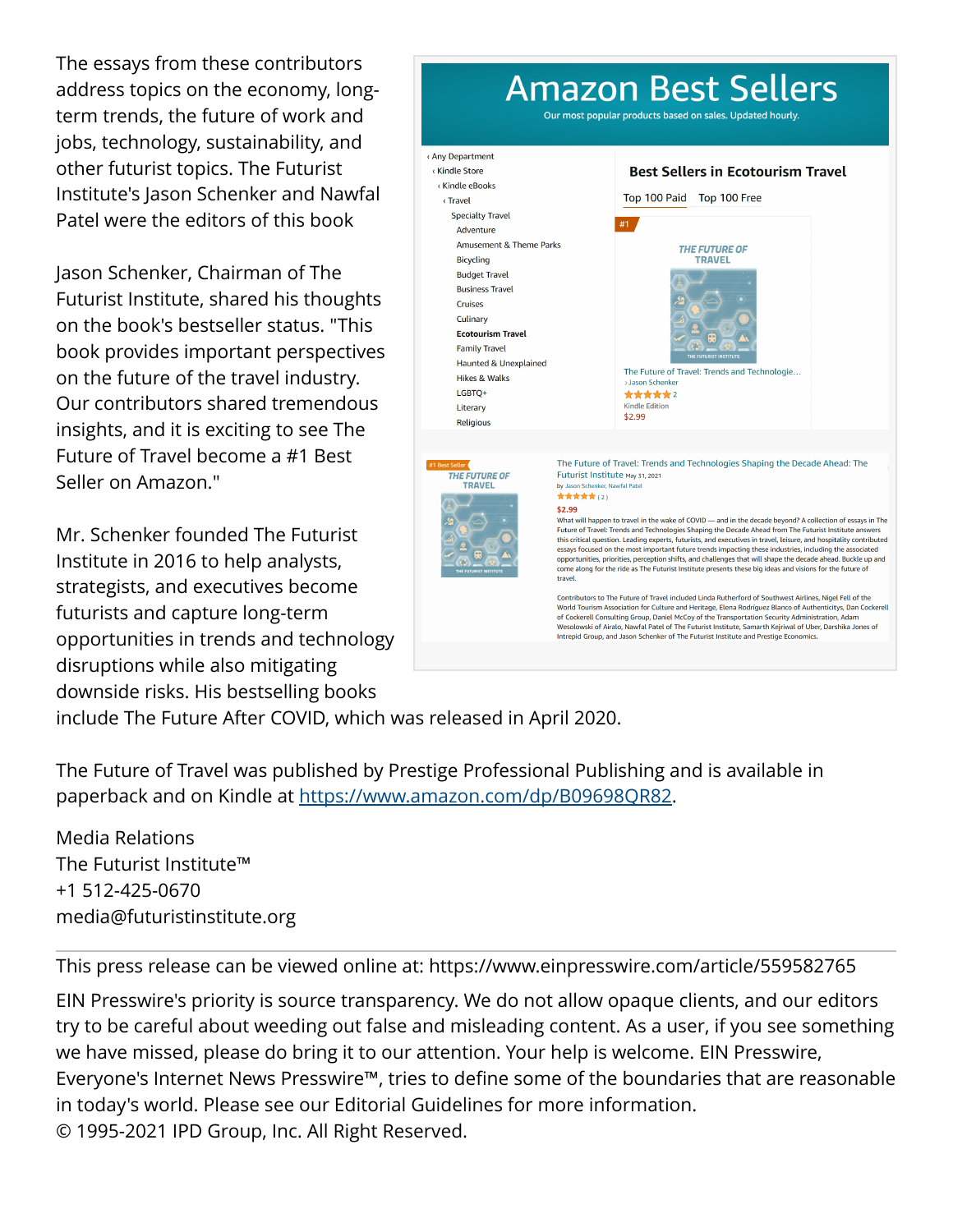The essays from these contributors address topics on the economy, long-term trends, the future of work and jobs, technology, sustainability, and other futurist topics. The Futurist Institute's Jason Schenker and Nawfal Patel were the editors of this book

Jason Schenker, Chairman of The Futurist Institute, shared his thoughts on the book's bestseller status. "This book provides important perspectives on the future of the travel industry. Our contributors shared tremendous insights, and it is exciting to see The Future of Travel become a #1 Best Seller on Amazon."

Mr. Schenker founded The Futurist Institute in 2016 to help analysts, strategists, and executives become futurists and capture long-term opportunities in trends and technology disruptions while also mitigating downside risks. His bestselling books include The Future After COVID, which was released in April 2020.

The Future of Travel was published by Prestige Professional Publishing and is available in paperback and on Kindle at https://www.amazon.com/dp/B09698QR82.

Media Relations
The Futurist Institute™
+1 512-425-0670
media@futuristinstitute.org

---

This press release can be viewed online at: https://www.einpresswire.com/article/559582765

EIN Presswire's priority is source transparency. We do not allow opaque clients, and our editors try to be careful about weeding out false and misleading content. As a user, if you see something we have missed, please do bring it to our attention. Your help is welcome. EIN Presswire, Everyone's Internet News Presswire™, tries to define some of the boundaries that are reasonable in today's world. Please see our Editorial Guidelines for more information.
© 1995-2021 IPD Group, Inc. All Right Reserved.